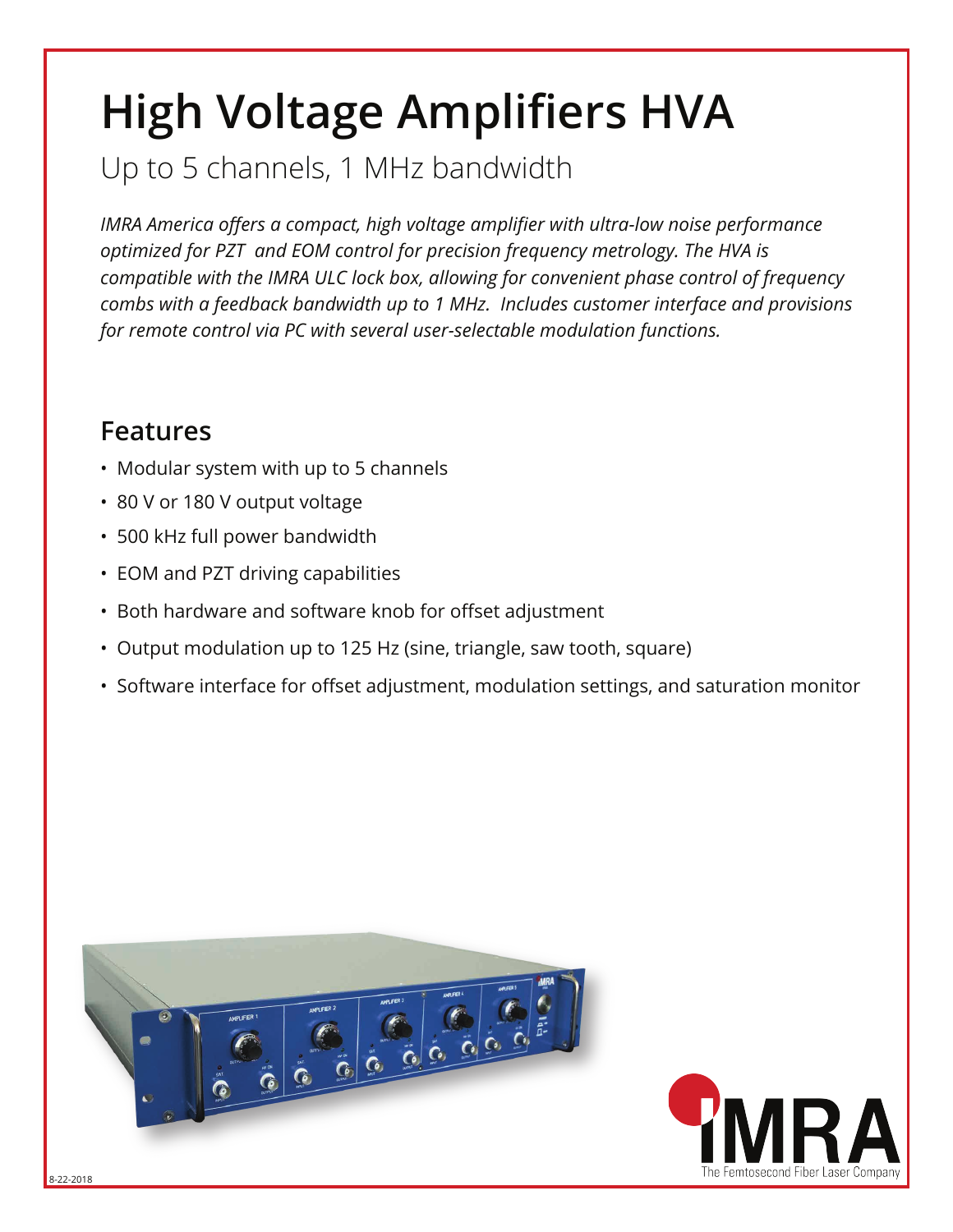# High Voltage Amplifiers HVA

## Up to 5 channels, 1 MHz bandwidth

*IMRA America offers a compact, high voltage amplifier with ultra-low noise performance optimized for PZT and EOM control for precision frequency metrology. The HVA is compatible with the IMRA ULC lock box, allowing for convenient phase control of frequency combs with a feedback bandwidth up to 1 MHz. Includes customer interface and provisions for remote control via PC with several user-selectable modulation functions.*

## Features

- Modular system with up to 5 channels
- 80 V or 180 V output voltage
- 500 kHz full power bandwidth
- EOM and PZT driving capabilities
- Both hardware and software knob for offset adjustment
- Output modulation up to 125 Hz (sine, triangle, saw tooth, square)
- Software interface for offset adjustment, modulation settings, and saturation monitor

IMRA
The Femtosecond Fiber Laser Company

8-22-2018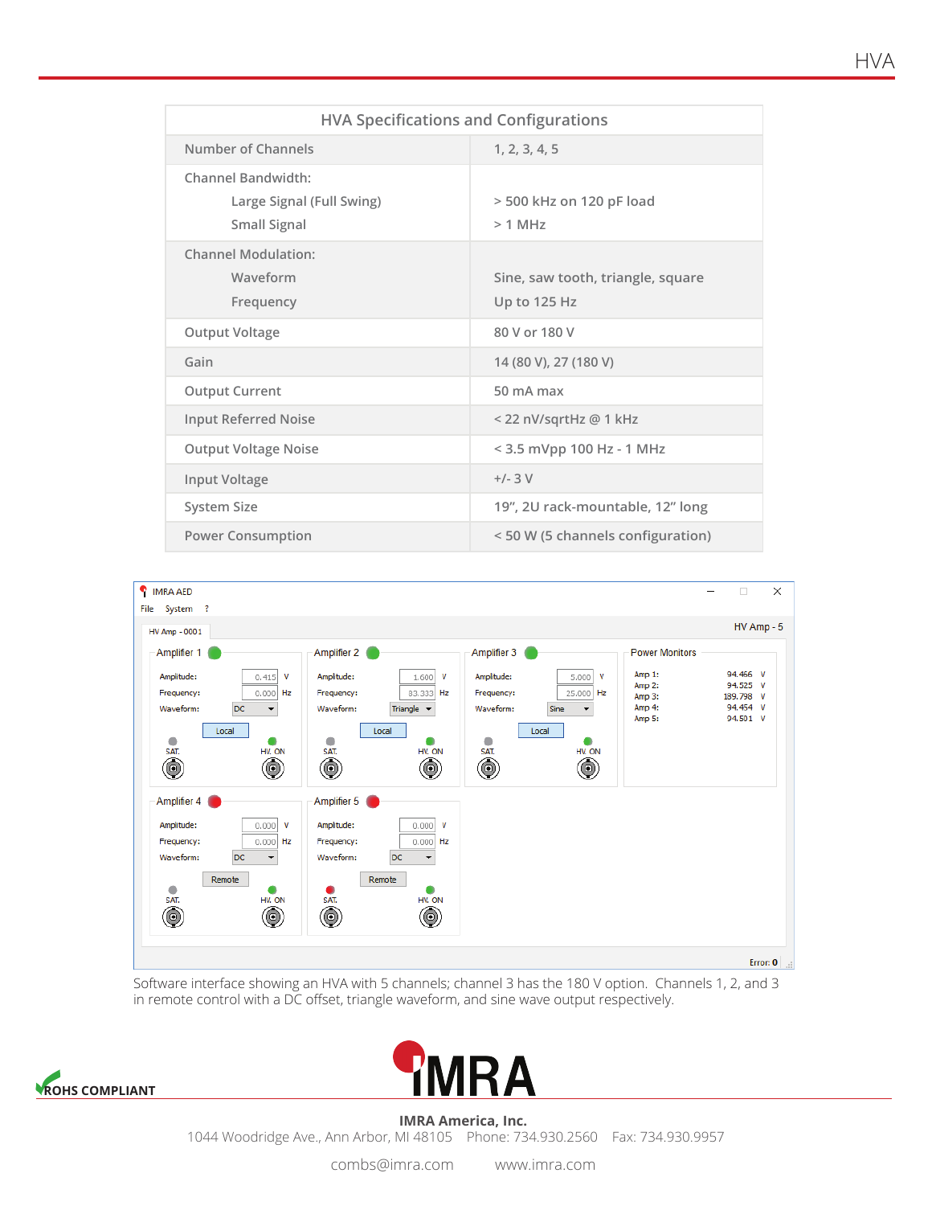| HVA Specifications and Configurations | |
|---|---|
| Number of Channels | 1, 2, 3, 4, 5 |
| Channel Bandwidth: | |
| Large Signal (Full Swing) | > 500 kHz on 120 pF load |
| Small Signal | > 1 MHz |
| Channel Modulation: | |
| Waveform | Sine, saw tooth, triangle, square |
| Frequency | Up to 125 Hz |
| Output Voltage | 80 V or 180 V |
| Gain | 14 (80 V), 27 (180 V) |
| Output Current | 50 mA max |
| Input Referred Noise | < 22 nV/sqrtHz @ 1 kHz |
| Output Voltage Noise | < 3.5 mVpp 100 Hz - 1 MHz |
| Input Voltage | +/- 3 V |
| System Size | 19", 2U rack-mountable, 12" long |
| Power Consumption | < 50 W (5 channels configuration) |

IMRA AED

File System ?

HV Amp - 0001

HV Amp - 5

Amplifier 1
Amplitude: 0.415 V
Frequency: 0.000 Hz
Waveform: DC
Local
SAT. HV. ON

Amplifier 2
Amplitude: 1.600 V
Frequency: 83.333 Hz
Waveform: Triangle
Local
SAT. HV. ON

Amplifier 3
Amplitude: 5.000 V
Frequency: 25.000 Hz
Waveform: Sine
Local
SAT. HV. ON

Power Monitors
Amp 1: 94.466 V
Amp 2: 94.525 V
Amp 3: 189.798 V
Amp 4: 94.454 V
Amp 5: 94.501 V

Amplifier 4
Amplitude: 0.000 V
Frequency: 0.000 Hz
Waveform: DC
Remote
SAT. HV. ON

Amplifier 5
Amplitude: 0.000 V
Frequency: 0.000 Hz
Waveform: DC
Remote
SAT. HV. ON

Error: 0

Software interface showing an HVA with 5 channels; channel 3 has the 180 V option. Channels 1, 2, and 3 in remote control with a DC offset, triangle waveform, and sine wave output respectively.

ROHS COMPLIANT

IMRA

**IMRA America, Inc.**
1044 Woodridge Ave., Ann Arbor, MI 48105 Phone: 734.930.2560 Fax: 734.930.9957

combs@imra.com www.imra.com